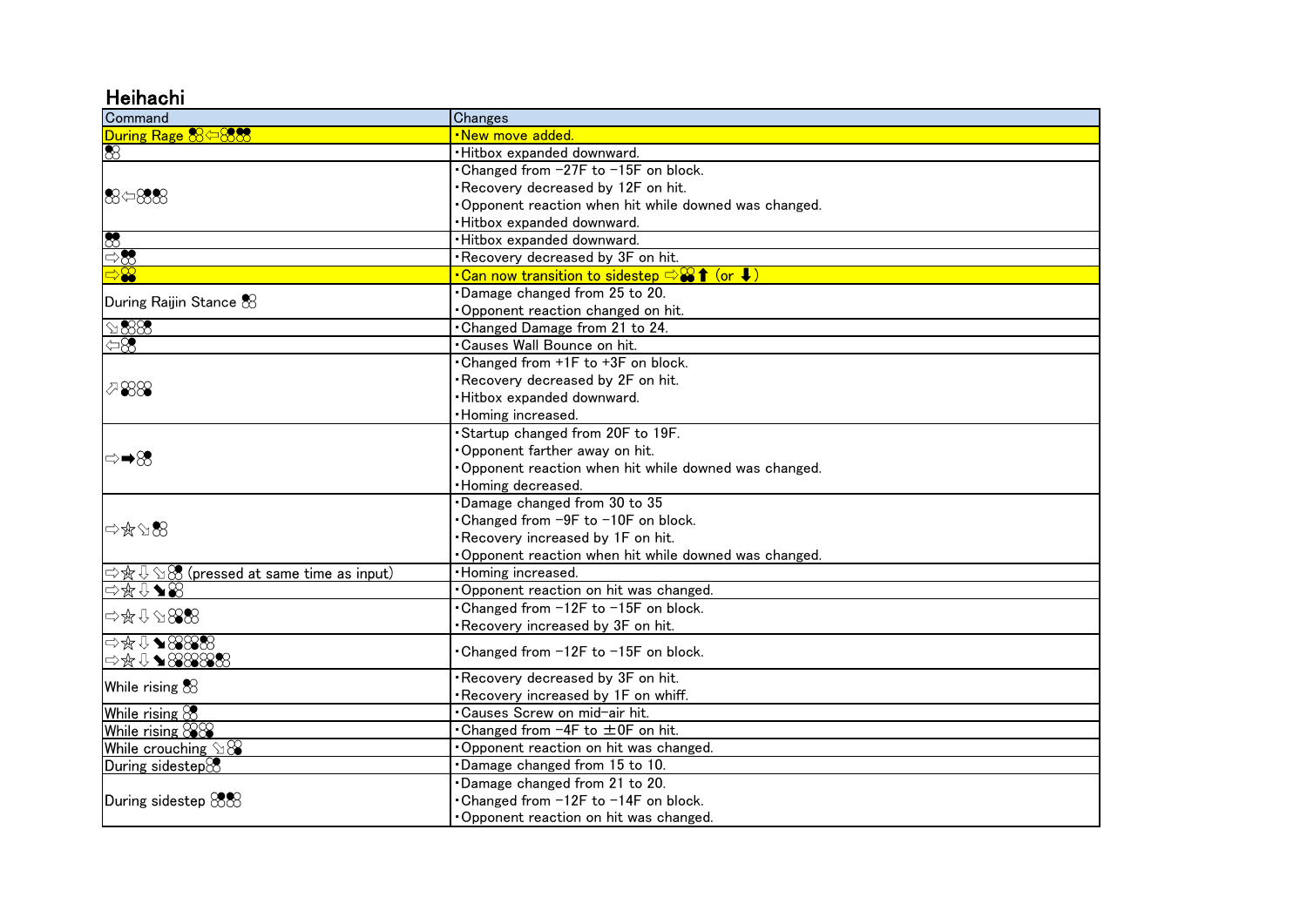## Heihachi

| Command | Changes |
| --- | --- |
| During Rage 1⇦2 1+2 | ・New move added. |
| 1 | ・Hitbox expanded downward. |
| 1⇦2 1+2 | ・Changed from −27F to −15F on block.<br>・Recovery decreased by 12F on hit.<br>・Opponent reaction when hit while downed was changed.<br>・Hitbox expanded downward. |
| 1+2 | ・Hitbox expanded downward. |
| ⇨1+2 | ・Recovery decreased by 3F on hit. |
| ⇨1+3 | ・Can now transition to sidestep ⇨1+3⬆ (or ⬇) |
| During Raijin Stance 1 | ・Damage changed from 25 to 20.<br>・Opponent reaction changed on hit. |
| ⇘1 2 | ・Changed Damage from 21 to 24. |
| ⇦2 | ・Causes Wall Bounce on hit. |
| ⬀2 1 | ・Changed from +1F to +3F on block.<br>・Recovery decreased by 2F on hit.<br>・Hitbox expanded downward.<br>・Homing increased. |
| ⇨➡1 | ・Startup changed from 20F to 19F.<br>・Opponent farther away on hit.<br>・Opponent reaction when hit while downed was changed.<br>・Homing decreased. |
| ⇨☆⇘1 | ・Damage changed from 30 to 35<br>・Changed from −9F to −10F on block.<br>・Recovery increased by 1F on hit.<br>・Opponent reaction when hit while downed was changed. |
| ⇨☆⇩⇘2 (pressed at same time as input) | ・Homing increased. |
| ⇨☆⇩⬊3 | ・Opponent reaction on hit was changed. |
| ⇨☆⇩⇘1 2 | ・Changed from −12F to −15F on block.<br>・Recovery increased by 3F on hit. |
| ⇨☆⇩⬊2 1 2<br>⇨☆⇩⬊2 1 2 1 | ・Changed from −12F to −15F on block. |
| While rising 1 | ・Recovery decreased by 3F on hit.<br>・Recovery increased by 1F on whiff. |
| While rising 2 | ・Causes Screw on mid-air hit. |
| While rising 2 1 | ・Changed from −4F to ±0F on hit. |
| While crouching ⇘4 | ・Opponent reaction on hit was changed. |
| During sidestep 2 | ・Damage changed from 15 to 10. |
| During sidestep 2 1 | ・Damage changed from 21 to 20.<br>・Changed from −12F to −14F on block.<br>・Opponent reaction on hit was changed. |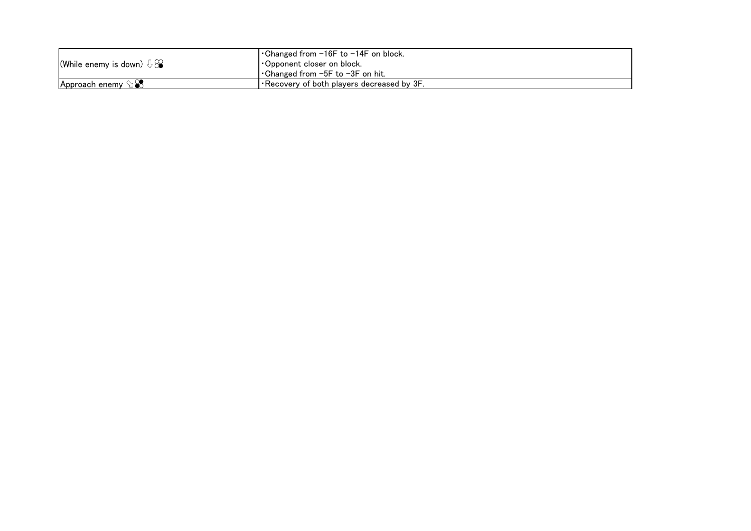| | |
|---|---|
| (While enemy is down) ⇩ | ・Changed from −16F to −14F on block.<br>・Opponent closer on block.<br>・Changed from −5F to −3F on hit. |
| Approach enemy ⇘ | ・Recovery of both players decreased by 3F. |